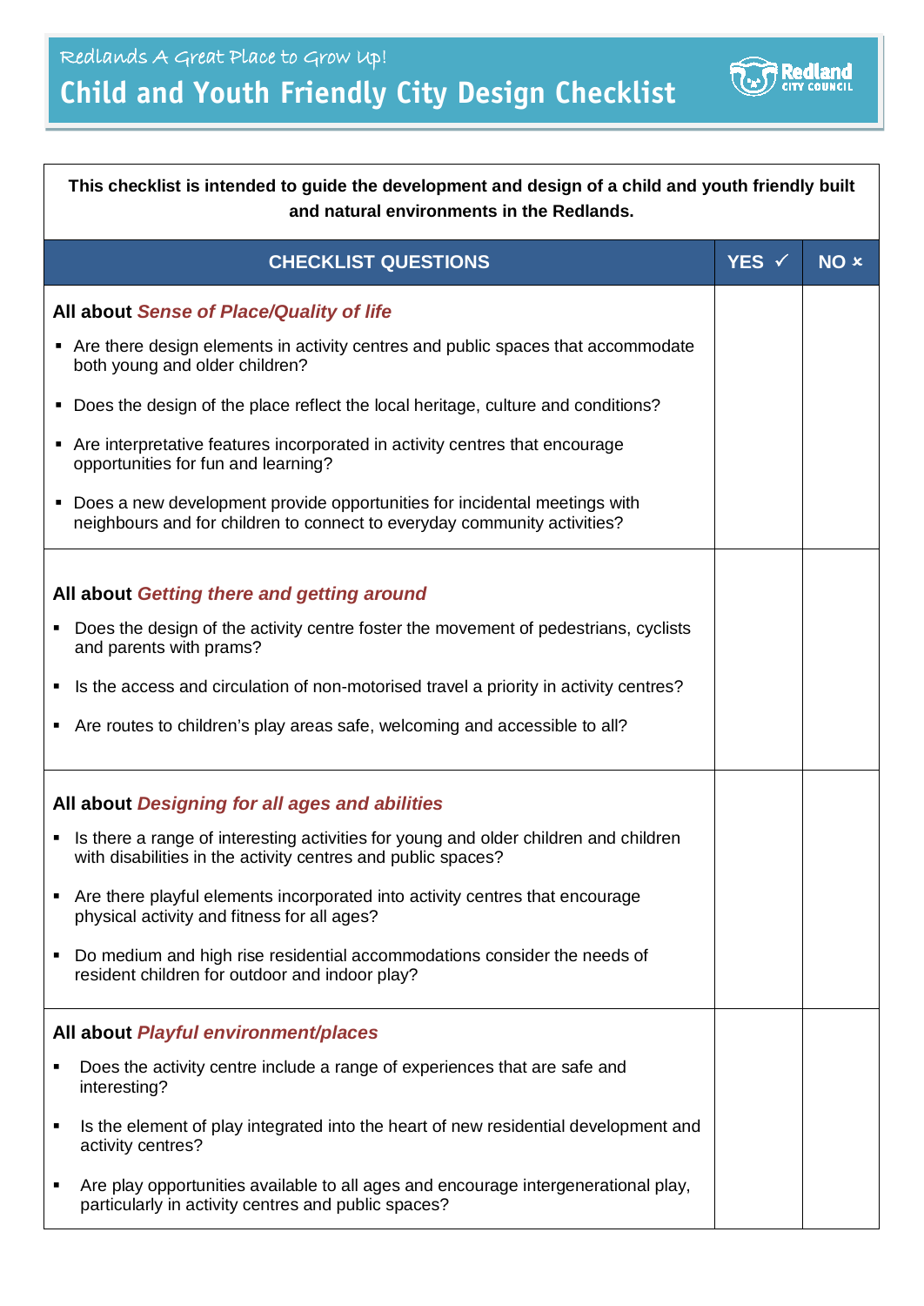Redlands A Great Place to Grow Up!

# Child and Youth Friendly City Design Checklist

**This checklist is intended to guide the development and design of a child and youth friendly built and natural environments in the Redlands.**

| CHECKLIST QUESTIONS | YES ✓ | NO × |
|---|---|---|
| **All about *Sense of Place/Quality of life*** | | |
| ▪ Are there design elements in activity centres and public spaces that accommodate both young and older children? | | |
| ▪ Does the design of the place reflect the local heritage, culture and conditions? | | |
| ▪ Are interpretative features incorporated in activity centres that encourage opportunities for fun and learning? | | |
| ▪ Does a new development provide opportunities for incidental meetings with neighbours and for children to connect to everyday community activities? | | |
| **All about *Getting there and getting around*** | | |
| ▪ Does the design of the activity centre foster the movement of pedestrians, cyclists and parents with prams? | | |
| ▪ Is the access and circulation of non-motorised travel a priority in activity centres? | | |
| ▪ Are routes to children's play areas safe, welcoming and accessible to all? | | |
| **All about *Designing for all ages and abilities*** | | |
| ▪ Is there a range of interesting activities for young and older children and children with disabilities in the activity centres and public spaces? | | |
| ▪ Are there playful elements incorporated into activity centres that encourage physical activity and fitness for all ages? | | |
| ▪ Do medium and high rise residential accommodations consider the needs of resident children for outdoor and indoor play? | | |
| **All about *Playful environment/places*** | | |
| ▪ Does the activity centre include a range of experiences that are safe and interesting? | | |
| ▪ Is the element of play integrated into the heart of new residential development and activity centres? | | |
| ▪ Are play opportunities available to all ages and encourage intergenerational play, particularly in activity centres and public spaces? | | |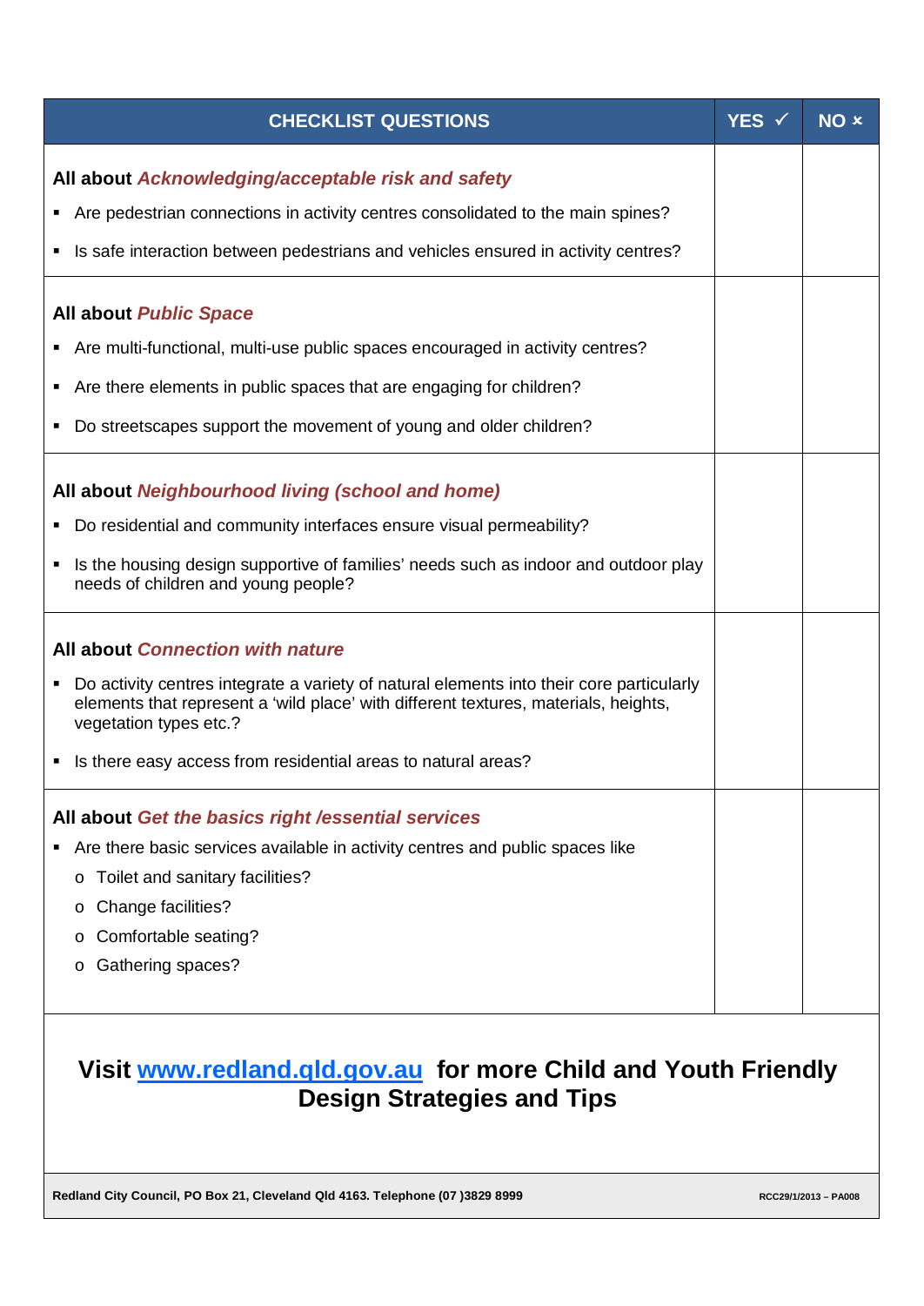| CHECKLIST QUESTIONS | YES ✓ | NO × |
|---|---|---|
| **All about *Acknowledging/acceptable risk and safety*** <br> ▪ Are pedestrian connections in activity centres consolidated to the main spines? <br> ▪ Is safe interaction between pedestrians and vehicles ensured in activity centres? | | |
| **All about *Public Space*** <br> ▪ Are multi-functional, multi-use public spaces encouraged in activity centres? <br> ▪ Are there elements in public spaces that are engaging for children? <br> ▪ Do streetscapes support the movement of young and older children? | | |
| **All about *Neighbourhood living (school and home)*** <br> ▪ Do residential and community interfaces ensure visual permeability? <br> ▪ Is the housing design supportive of families' needs such as indoor and outdoor play needs of children and young people? | | |
| **All about *Connection with nature*** <br> ▪ Do activity centres integrate a variety of natural elements into their core particularly elements that represent a 'wild place' with different textures, materials, heights, vegetation types etc.? <br> ▪ Is there easy access from residential areas to natural areas? | | |
| **All about *Get the basics right /essential services*** <br> ▪ Are there basic services available in activity centres and public spaces like <br> o Toilet and sanitary facilities? <br> o Change facilities? <br> o Comfortable seating? <br> o Gathering spaces? | | |

## Visit [www.redland.qld.gov.au](http://www.redland.qld.gov.au) for more Child and Youth Friendly Design Strategies and Tips

**Redland City Council, PO Box 21, Cleveland Qld 4163. Telephone (07 )3829 8999**

**RCC29/1/2013 – PA008**